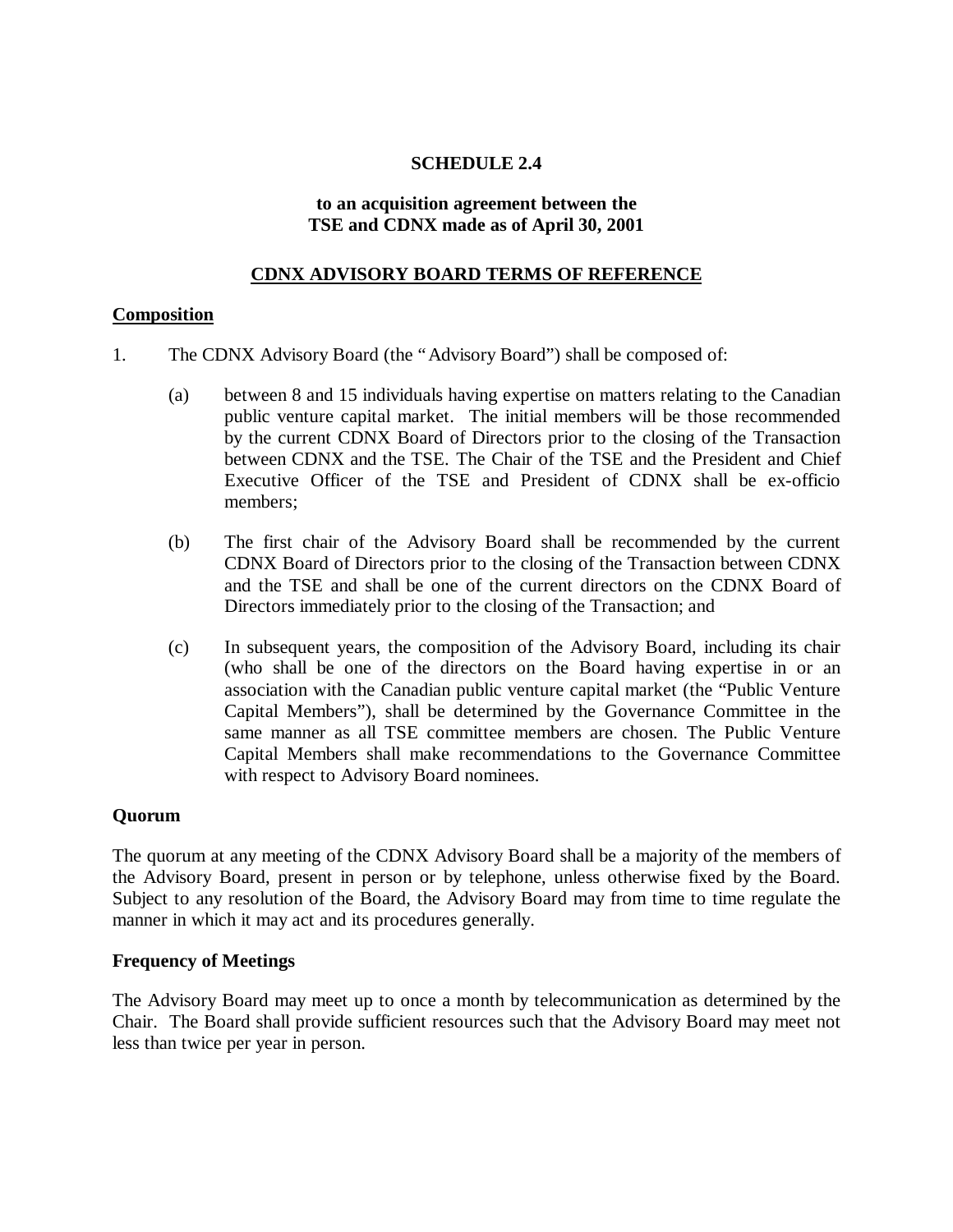**SCHEDULE 2.4**

**to an acquisition agreement between the TSE and CDNX made as of April 30, 2001**

**CDNX ADVISORY BOARD TERMS OF REFERENCE**

**Composition**

1. The CDNX Advisory Board (the "Advisory Board") shall be composed of:

   (a) between 8 and 15 individuals having expertise on matters relating to the Canadian public venture capital market. The initial members will be those recommended by the current CDNX Board of Directors prior to the closing of the Transaction between CDNX and the TSE. The Chair of the TSE and the President and Chief Executive Officer of the TSE and President of CDNX shall be ex-officio members;

   (b) The first chair of the Advisory Board shall be recommended by the current CDNX Board of Directors prior to the closing of the Transaction between CDNX and the TSE and shall be one of the current directors on the CDNX Board of Directors immediately prior to the closing of the Transaction; and

   (c) In subsequent years, the composition of the Advisory Board, including its chair (who shall be one of the directors on the Board having expertise in or an association with the Canadian public venture capital market (the "Public Venture Capital Members"), shall be determined by the Governance Committee in the same manner as all TSE committee members are chosen. The Public Venture Capital Members shall make recommendations to the Governance Committee with respect to Advisory Board nominees.

**Quorum**

The quorum at any meeting of the CDNX Advisory Board shall be a majority of the members of the Advisory Board, present in person or by telephone, unless otherwise fixed by the Board. Subject to any resolution of the Board, the Advisory Board may from time to time regulate the manner in which it may act and its procedures generally.

**Frequency of Meetings**

The Advisory Board may meet up to once a month by telecommunication as determined by the Chair. The Board shall provide sufficient resources such that the Advisory Board may meet not less than twice per year in person.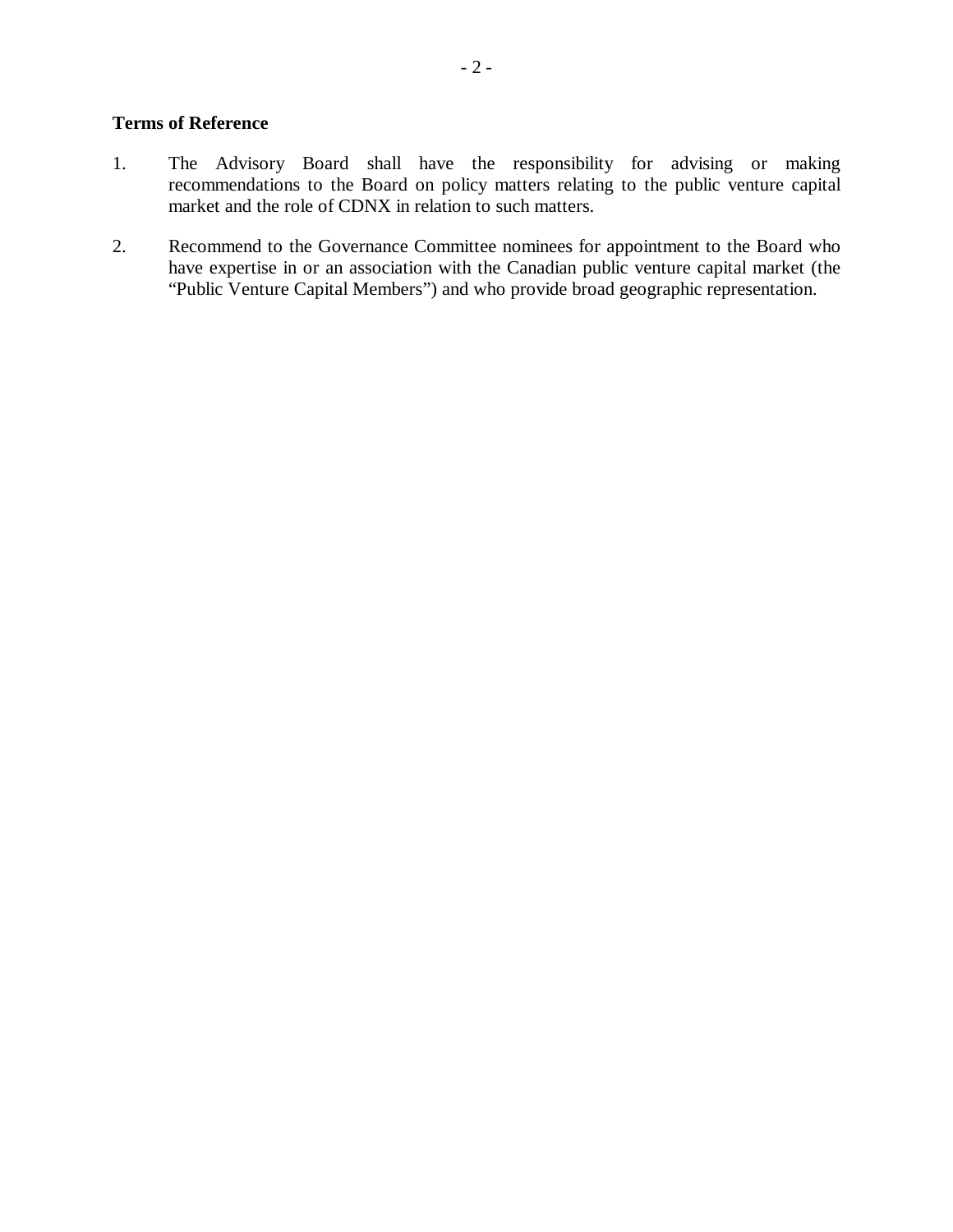**Terms of Reference**

1. The Advisory Board shall have the responsibility for advising or making recommendations to the Board on policy matters relating to the public venture capital market and the role of CDNX in relation to such matters.

2. Recommend to the Governance Committee nominees for appointment to the Board who have expertise in or an association with the Canadian public venture capital market (the "Public Venture Capital Members") and who provide broad geographic representation.